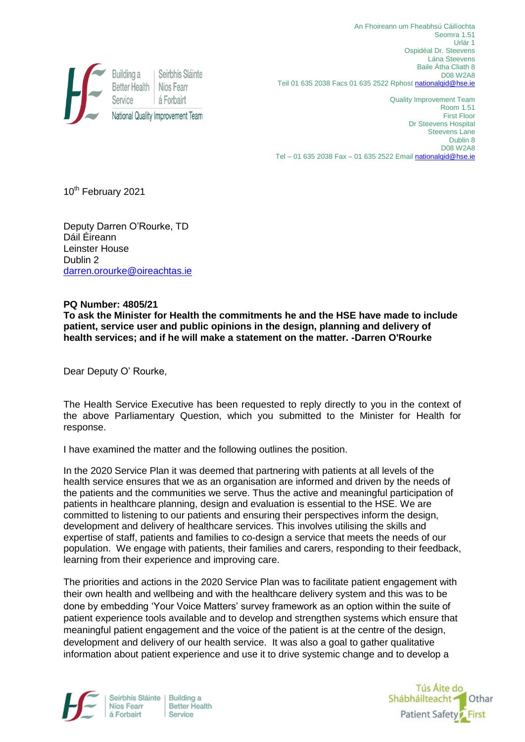Building a Better Health Service | Seirbhís Sláinte Níos Fearr á Forbairt
National Quality Improvement Team

An Fhoireann um Fheabhsú Cáilíochta
Seomra 1.51
Urlár 1
Ospidéal Dr. Steevens
Lána Steevens
Baile Átha Cliath 8
D08 W2A8
Teil 01 635 2038 Facs 01 635 2522 Rphost nationalqid@hse.ie

Quality Improvement Team
Room 1.51
First Floor
Dr Steevens Hospital
Steevens Lane
Dublin 8
D08 W2A8
Tel – 01 635 2038 Fax – 01 635 2522 Email nationalqid@hse.ie

10th February 2021

Deputy Darren O'Rourke, TD
Dáil Éireann
Leinster House
Dublin 2
darren.orourke@oireachtas.ie

**PQ Number: 4805/21**
**To ask the Minister for Health the commitments he and the HSE have made to include patient, service user and public opinions in the design, planning and delivery of health services; and if he will make a statement on the matter. -Darren O'Rourke**

Dear Deputy O' Rourke,

The Health Service Executive has been requested to reply directly to you in the context of the above Parliamentary Question, which you submitted to the Minister for Health for response.

I have examined the matter and the following outlines the position.

In the 2020 Service Plan it was deemed that partnering with patients at all levels of the health service ensures that we as an organisation are informed and driven by the needs of the patients and the communities we serve. Thus the active and meaningful participation of patients in healthcare planning, design and evaluation is essential to the HSE. We are committed to listening to our patients and ensuring their perspectives inform the design, development and delivery of healthcare services. This involves utilising the skills and expertise of staff, patients and families to co-design a service that meets the needs of our population. We engage with patients, their families and carers, responding to their feedback, learning from their experience and improving care.

The priorities and actions in the 2020 Service Plan was to facilitate patient engagement with their own health and wellbeing and with the healthcare delivery system and this was to be done by embedding 'Your Voice Matters' survey framework as an option within the suite of patient experience tools available and to develop and strengthen systems which ensure that meaningful patient engagement and the voice of the patient is at the centre of the design, development and delivery of our health service. It was also a goal to gather qualitative information about patient experience and use it to drive systemic change and to develop a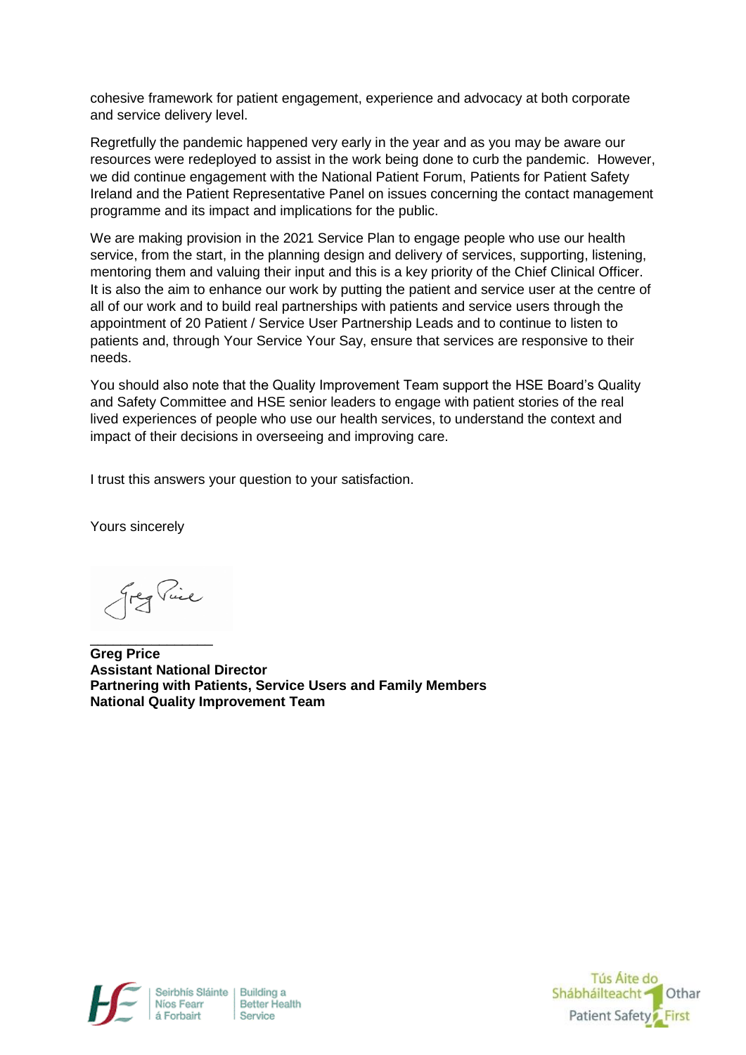cohesive framework for patient engagement, experience and advocacy at both corporate and service delivery level.

Regretfully the pandemic happened very early in the year and as you may be aware our resources were redeployed to assist in the work being done to curb the pandemic. However, we did continue engagement with the National Patient Forum, Patients for Patient Safety Ireland and the Patient Representative Panel on issues concerning the contact management programme and its impact and implications for the public.

We are making provision in the 2021 Service Plan to engage people who use our health service, from the start, in the planning design and delivery of services, supporting, listening, mentoring them and valuing their input and this is a key priority of the Chief Clinical Officer. It is also the aim to enhance our work by putting the patient and service user at the centre of all of our work and to build real partnerships with patients and service users through the appointment of 20 Patient / Service User Partnership Leads and to continue to listen to patients and, through Your Service Your Say, ensure that services are responsive to their needs.

You should also note that the Quality Improvement Team support the HSE Board's Quality and Safety Committee and HSE senior leaders to engage with patient stories of the real lived experiences of people who use our health services, to understand the context and impact of their decisions in overseeing and improving care.

I trust this answers your question to your satisfaction.

Yours sincerely

Greg Price

\_\_\_\_\_\_\_\_\_\_\_\_\_\_\_\_

**Greg Price**
**Assistant National Director**
**Partnering with Patients, Service Users and Family Members**
**National Quality Improvement Team**

Seirbhís Sláinte Níos Fearr á Forbairt | Building a Better Health Service

Tús Áite do Shábháilteacht Othar | Patient Safety First